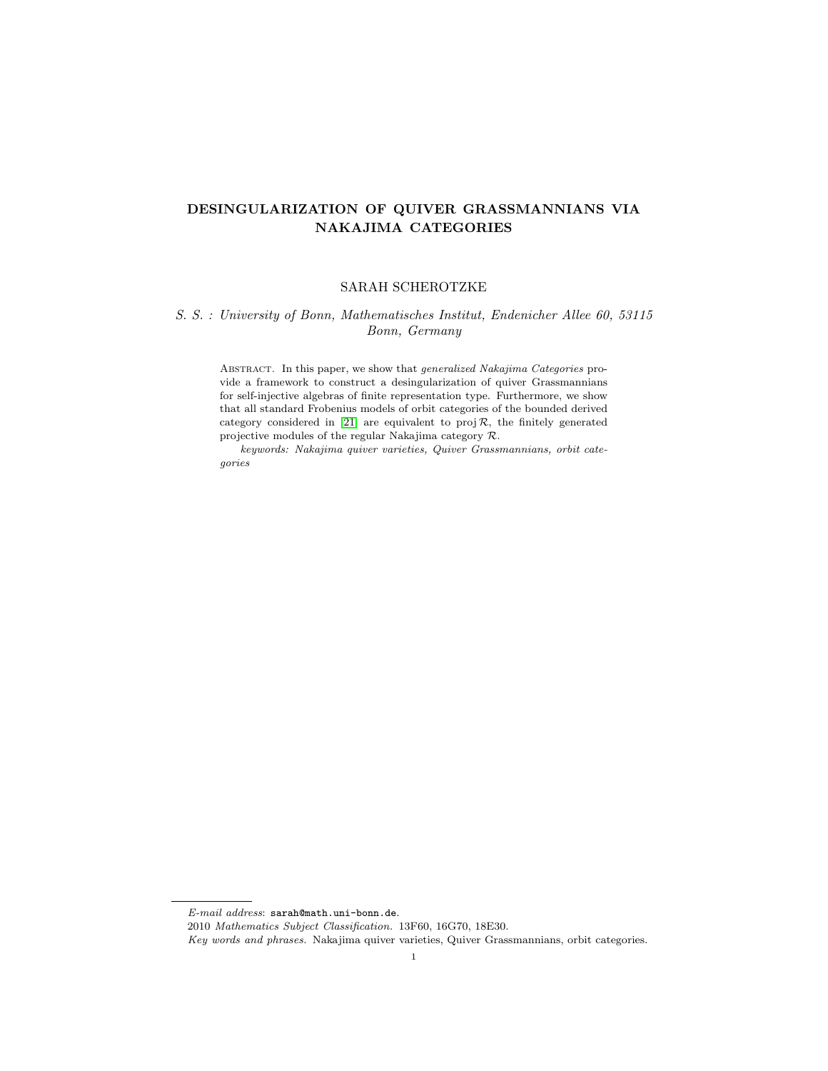# DESINGULARIZATION OF QUIVER GRASSMANNIANS VIA NAKAJIMA CATEGORIES

SARAH SCHEROTZKE

*S. S. : University of Bonn, Mathematisches Institut, Endenicher Allee 60, 53115 Bonn, Germany*

ABSTRACT. In this paper, we show that *generalized Nakajima Categories* provide a framework to construct a desingularization of quiver Grassmannians for self-injective algebras of finite representation type. Furthermore, we show that all standard Frobenius models of orbit categories of the bounded derived category considered in [21] are equivalent to $\operatorname{proj} \mathcal{R}$, the finitely generated projective modules of the regular Nakajima category $\mathcal{R}$.

*keywords: Nakajima quiver varieties, Quiver Grassmannians, orbit categories*

---

*E-mail address*: sarah@math.uni-bonn.de.

2010 *Mathematics Subject Classification.* 13F60, 16G70, 18E30.

*Key words and phrases.* Nakajima quiver varieties, Quiver Grassmannians, orbit categories.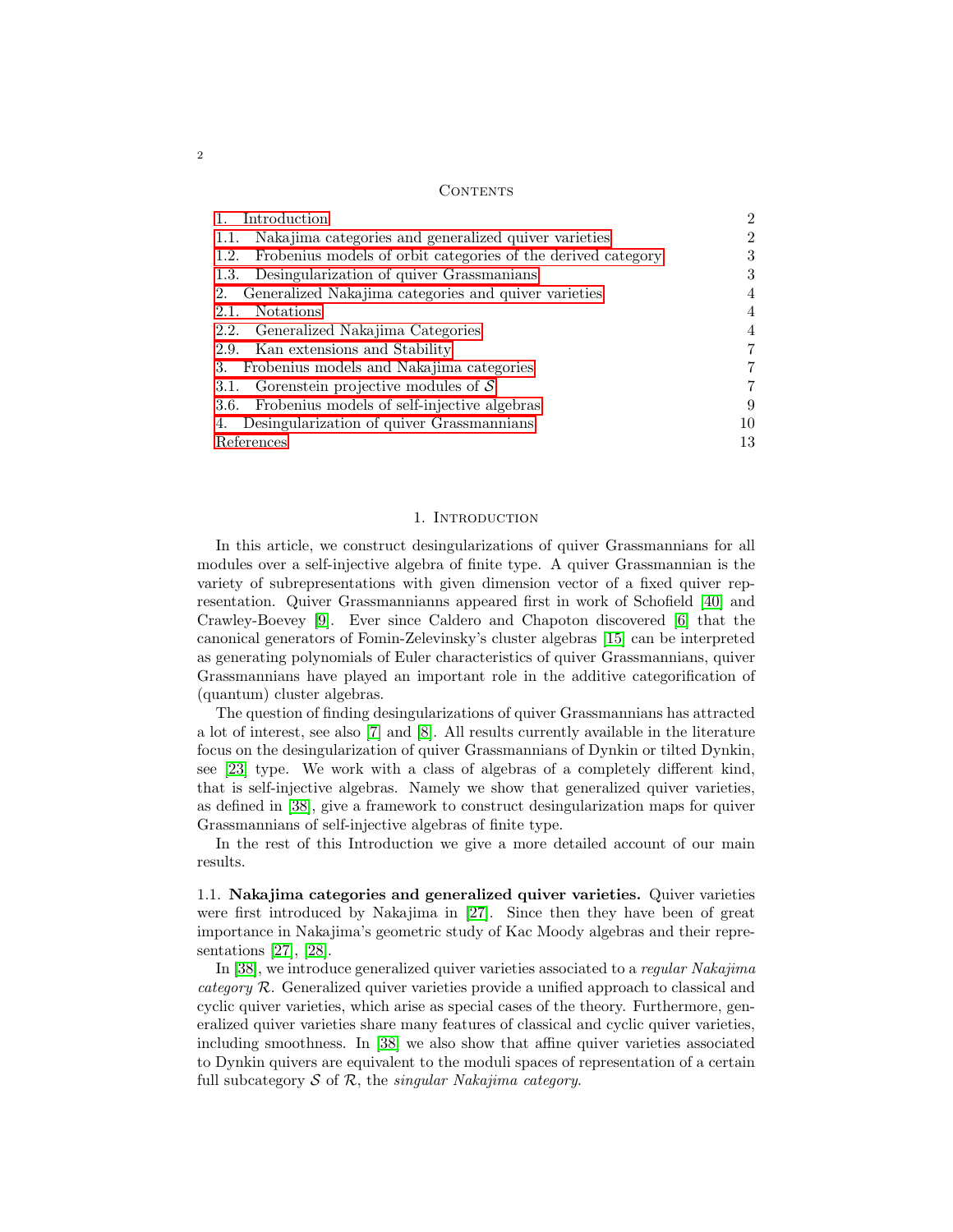## Contents

| | |
|---|---|
| 1. Introduction | 2 |
| 1.1. Nakajima categories and generalized quiver varieties | 2 |
| 1.2. Frobenius models of orbit categories of the derived category | 3 |
| 1.3. Desingularization of quiver Grassmanians | 3 |
| 2. Generalized Nakajima categories and quiver varieties | 4 |
| 2.1. Notations | 4 |
| 2.2. Generalized Nakajima Categories | 4 |
| 2.9. Kan extensions and Stability | 7 |
| 3. Frobenius models and Nakajima categories | 7 |
| 3.1. Gorenstein projective modules of $\mathcal{S}$ | 7 |
| 3.6. Frobenius models of self-injective algebras | 9 |
| 4. Desingularization of quiver Grassmannians | 10 |
| References | 13 |

## 1. Introduction

In this article, we construct desingularizations of quiver Grassmannians for all modules over a self-injective algebra of finite type. A quiver Grassmannian is the variety of subrepresentations with given dimension vector of a fixed quiver representation. Quiver Grassmanniann appeared first in work of Schofield [40] and Crawley-Boevey [9]. Ever since Caldero and Chapoton discovered [6] that the canonical generators of Fomin-Zelevinsky's cluster algebras [15] can be interpreted as generating polynomials of Euler characteristics of quiver Grassmannians, quiver Grassmannians have played an important role in the additive categorification of (quantum) cluster algebras.

The question of finding desingularizations of quiver Grassmannians has attracted a lot of interest, see also [7] and [8]. All results currently available in the literature focus on the desingularization of quiver Grassmannians of Dynkin or tilted Dynkin, see [23] type. We work with a class of algebras of a completely different kind, that is self-injective algebras. Namely we show that generalized quiver varieties, as defined in [38], give a framework to construct desingularization maps for quiver Grassmannians of self-injective algebras of finite type.

In the rest of this Introduction we give a more detailed account of our main results.

### 1.1. Nakajima categories and generalized quiver varieties.

Quiver varieties were first introduced by Nakajima in [27]. Since then they have been of great importance in Nakajima's geometric study of Kac Moody algebras and their representations [27], [28].

In [38], we introduce generalized quiver varieties associated to a *regular Nakajima category* $\mathcal{R}$. Generalized quiver varieties provide a unified approach to classical and cyclic quiver varieties, which arise as special cases of the theory. Furthermore, generalized quiver varieties share many features of classical and cyclic quiver varieties, including smoothness. In [38] we also show that affine quiver varieties associated to Dynkin quivers are equivalent to the moduli spaces of representation of a certain full subcategory $\mathcal{S}$ of $\mathcal{R}$, the *singular Nakajima category*.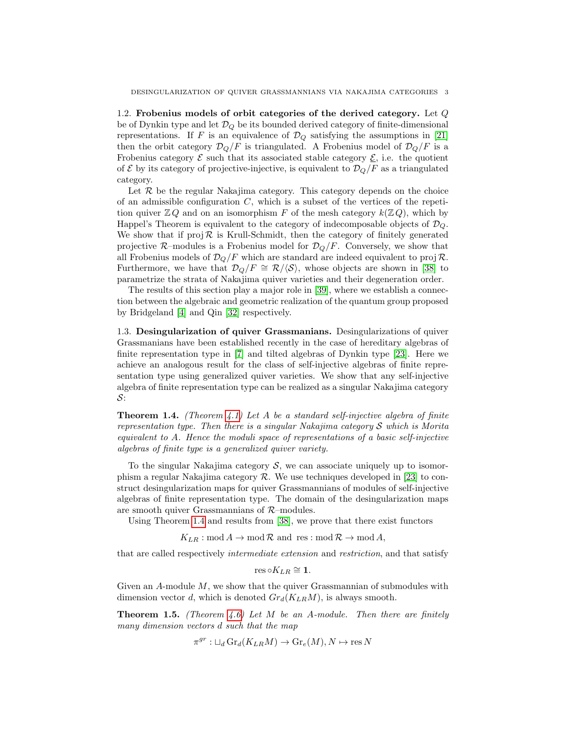### 1.2. Frobenius models of orbit categories of the derived category.

Let $Q$ be of Dynkin type and let $\mathcal{D}_Q$ be its bounded derived category of finite-dimensional representations. If $F$ is an equivalence of $\mathcal{D}_Q$ satisfying the assumptions in [21] then the orbit category $\mathcal{D}_Q/F$ is triangulated. A Frobenius model of $\mathcal{D}_Q/F$ is a Frobenius category $\mathcal{E}$ such that its associated stable category $\underline{\mathcal{E}}$, i.e. the quotient of $\mathcal{E}$ by its category of projective-injective, is equivalent to $\mathcal{D}_Q/F$ as a triangulated category.

Let $\mathcal{R}$ be the regular Nakajima category. This category depends on the choice of an admissible configuration $C$, which is a subset of the vertices of the repetition quiver $\mathbb{Z}Q$ and on an isomorphism $F$ of the mesh category $k(\mathbb{Z}Q)$, which by Happel's Theorem is equivalent to the category of indecomposable objects of $\mathcal{D}_Q$. We show that if $\operatorname{proj}\mathcal{R}$ is Krull-Schmidt, then the category of finitely generated projective $\mathcal{R}$–modules is a Frobenius model for $\mathcal{D}_Q/F$. Conversely, we show that all Frobenius models of $\mathcal{D}_Q/F$ which are standard are indeed equivalent to $\operatorname{proj}\mathcal{R}$. Furthermore, we have that $\mathcal{D}_Q/F \cong \mathcal{R}/\langle\mathcal{S}\rangle$, whose objects are shown in [38] to parametrize the strata of Nakajima quiver varieties and their degeneration order.

The results of this section play a major role in [39], where we establish a connection between the algebraic and geometric realization of the quantum group proposed by Bridgeland [4] and Qin [32] respectively.

### 1.3. Desingularization of quiver Grassmanians.

Desingularizations of quiver Grassmanians have been established recently in the case of hereditary algebras of finite representation type in [7] and tilted algebras of Dynkin type [23]. Here we achieve an analogous result for the class of self-injective algebras of finite representation type using generalized quiver varieties. We show that any self-injective algebra of finite representation type can be realized as a singular Nakajima category $\mathcal{S}$:

**Theorem 1.4.** *(Theorem 4.1) Let $A$ be a standard self-injective algebra of finite representation type. Then there is a singular Nakajima category $\mathcal{S}$ which is Morita equivalent to $A$. Hence the moduli space of representations of a basic self-injective algebras of finite type is a generalized quiver variety.*

To the singular Nakajima category $\mathcal{S}$, we can associate uniquely up to isomorphism a regular Nakajima category $\mathcal{R}$. We use techniques developed in [23] to construct desingularization maps for quiver Grassmannians of modules of self-injective algebras of finite representation type. The domain of the desingularization maps are smooth quiver Grassmannians of $\mathcal{R}$–modules.

Using Theorem 1.4 and results from [38], we prove that there exist functors

$$K_{LR} : \operatorname{mod} A \to \operatorname{mod}\mathcal{R} \text{ and } \operatorname{res} : \operatorname{mod}\mathcal{R} \to \operatorname{mod} A,$$

that are called respectively *intermediate extension* and *restriction*, and that satisfy

$$\operatorname{res} \circ K_{LR} \cong \mathbf{1}.$$

Given an $A$-module $M$, we show that the quiver Grassmannian of submodules with dimension vector $d$, which is denoted $Gr_d(K_{LR}M)$, is always smooth.

**Theorem 1.5.** *(Theorem 4.6) Let $M$ be an $A$-module. Then there are finitely many dimension vectors $d$ such that the map*

$$\pi^{gr} : \sqcup_d \operatorname{Gr}_d(K_{LR}M) \to \operatorname{Gr}_e(M), N \mapsto \operatorname{res} N$$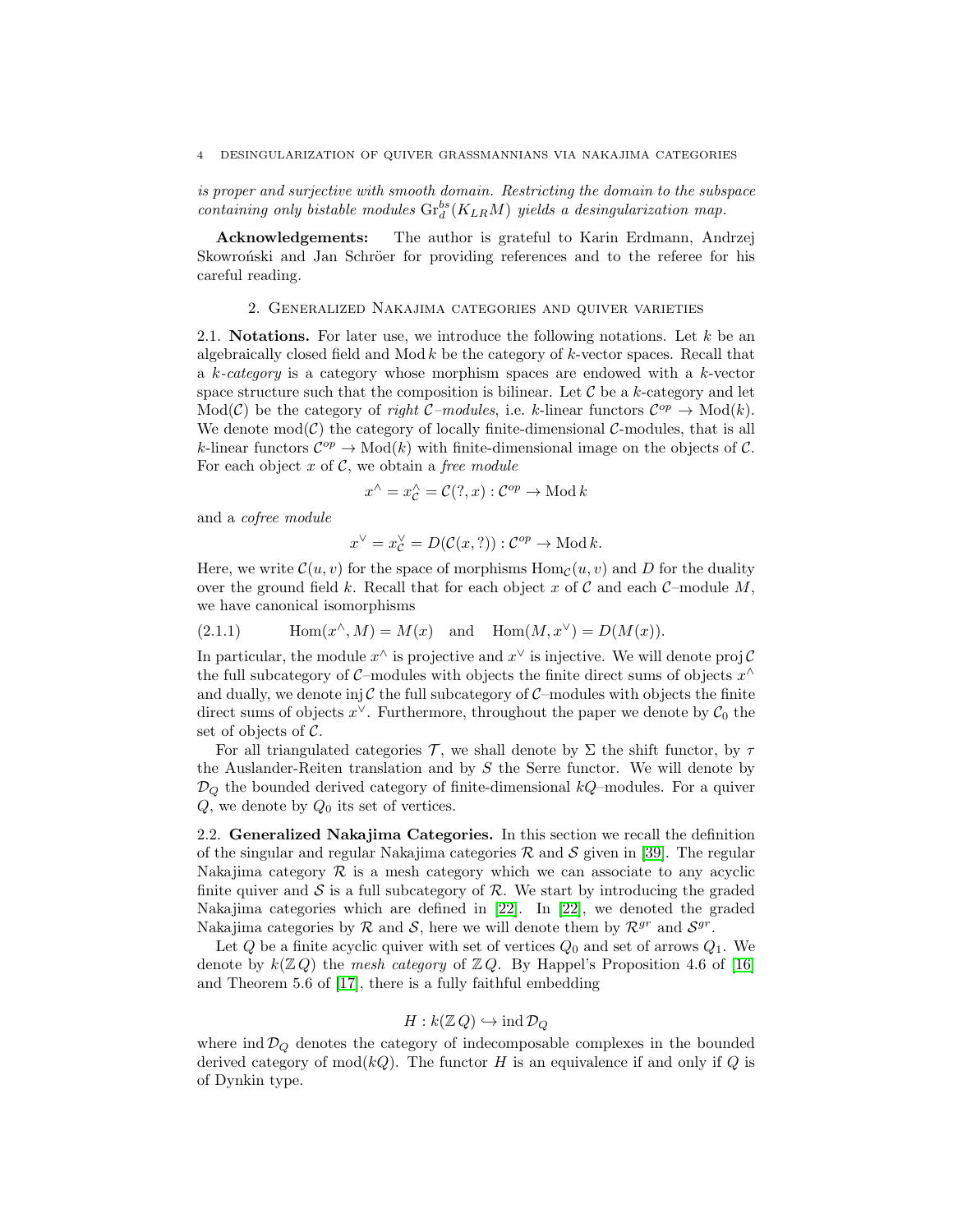*is proper and surjective with smooth domain. Restricting the domain to the subspace containing only bistable modules* $\mathrm{Gr}_d^{bs}(K_{LR}M)$ *yields a desingularization map.*

**Acknowledgements:** The author is grateful to Karin Erdmann, Andrzej Skowroński and Jan Schröer for providing references and to the referee for his careful reading.

## 2. Generalized Nakajima categories and quiver varieties

**2.1. Notations.** For later use, we introduce the following notations. Let $k$ be an algebraically closed field and $\mathrm{Mod}\, k$ be the category of $k$-vector spaces. Recall that a *$k$-category* is a category whose morphism spaces are endowed with a $k$-vector space structure such that the composition is bilinear. Let $\mathcal{C}$ be a $k$-category and let $\mathrm{Mod}(\mathcal{C})$ be the category of *right $\mathcal{C}$–modules*, i.e. $k$-linear functors $\mathcal{C}^{op} \to \mathrm{Mod}(k)$. We denote $\mathrm{mod}(\mathcal{C})$ the category of locally finite-dimensional $\mathcal{C}$-modules, that is all $k$-linear functors $\mathcal{C}^{op} \to \mathrm{Mod}(k)$ with finite-dimensional image on the objects of $\mathcal{C}$. For each object $x$ of $\mathcal{C}$, we obtain a *free module*

$$x^\wedge = x^\wedge_{\mathcal{C}} = \mathcal{C}(?, x) : \mathcal{C}^{op} \to \mathrm{Mod}\, k$$

and a *cofree module*

$$x^\vee = x^\vee_{\mathcal{C}} = D(\mathcal{C}(x, ?)) : \mathcal{C}^{op} \to \mathrm{Mod}\, k.$$

Here, we write $\mathcal{C}(u, v)$ for the space of morphisms $\mathrm{Hom}_{\mathcal{C}}(u, v)$ and $D$ for the duality over the ground field $k$. Recall that for each object $x$ of $\mathcal{C}$ and each $\mathcal{C}$–module $M$, we have canonical isomorphisms

$$\mathrm{Hom}(x^\wedge, M) = M(x) \quad \text{and} \quad \mathrm{Hom}(M, x^\vee) = D(M(x)). \tag{2.1.1}$$

In particular, the module $x^\wedge$ is projective and $x^\vee$ is injective. We will denote $\mathrm{proj}\, \mathcal{C}$ the full subcategory of $\mathcal{C}$–modules with objects the finite direct sums of objects $x^\wedge$ and dually, we denote $\mathrm{inj}\, \mathcal{C}$ the full subcategory of $\mathcal{C}$–modules with objects the finite direct sums of objects $x^\vee$. Furthermore, throughout the paper we denote by $\mathcal{C}_0$ the set of objects of $\mathcal{C}$.

For all triangulated categories $\mathcal{T}$, we shall denote by $\Sigma$ the shift functor, by $\tau$ the Auslander-Reiten translation and by $S$ the Serre functor. We will denote by $\mathcal{D}_Q$ the bounded derived category of finite-dimensional $kQ$–modules. For a quiver $Q$, we denote $Q_0$ its set of vertices.

**2.2. Generalized Nakajima Categories.** In this section we recall the definition of the singular and regular Nakajima categories $\mathcal{R}$ and $\mathcal{S}$ given in [39]. The regular Nakajima category $\mathcal{R}$ is a mesh category which we can associate to any acyclic finite quiver and $\mathcal{S}$ is a full subcategory of $\mathcal{R}$. We start by introducing the graded Nakajima categories which are defined in [22]. In [22], we denoted the graded Nakajima categories by $\mathcal{R}$ and $\mathcal{S}$, here we will denote them by $\mathcal{R}^{gr}$ and $\mathcal{S}^{gr}$.

Let $Q$ be a finite acyclic quiver with set of vertices $Q_0$ and set of arrows $Q_1$. We denote by $k(\mathbb{Z}\, Q)$ the *mesh category* of $\mathbb{Z}\, Q$. By Happel's Proposition 4.6 of [16] and Theorem 5.6 of [17], there is a fully faithful embedding

$$H : k(\mathbb{Z}\, Q) \hookrightarrow \mathrm{ind}\, \mathcal{D}_Q$$

where $\mathrm{ind}\, \mathcal{D}_Q$ denotes the category of indecomposable complexes in the bounded derived category of $\mathrm{mod}(kQ)$. The functor $H$ is an equivalence if and only if $Q$ is of Dynkin type.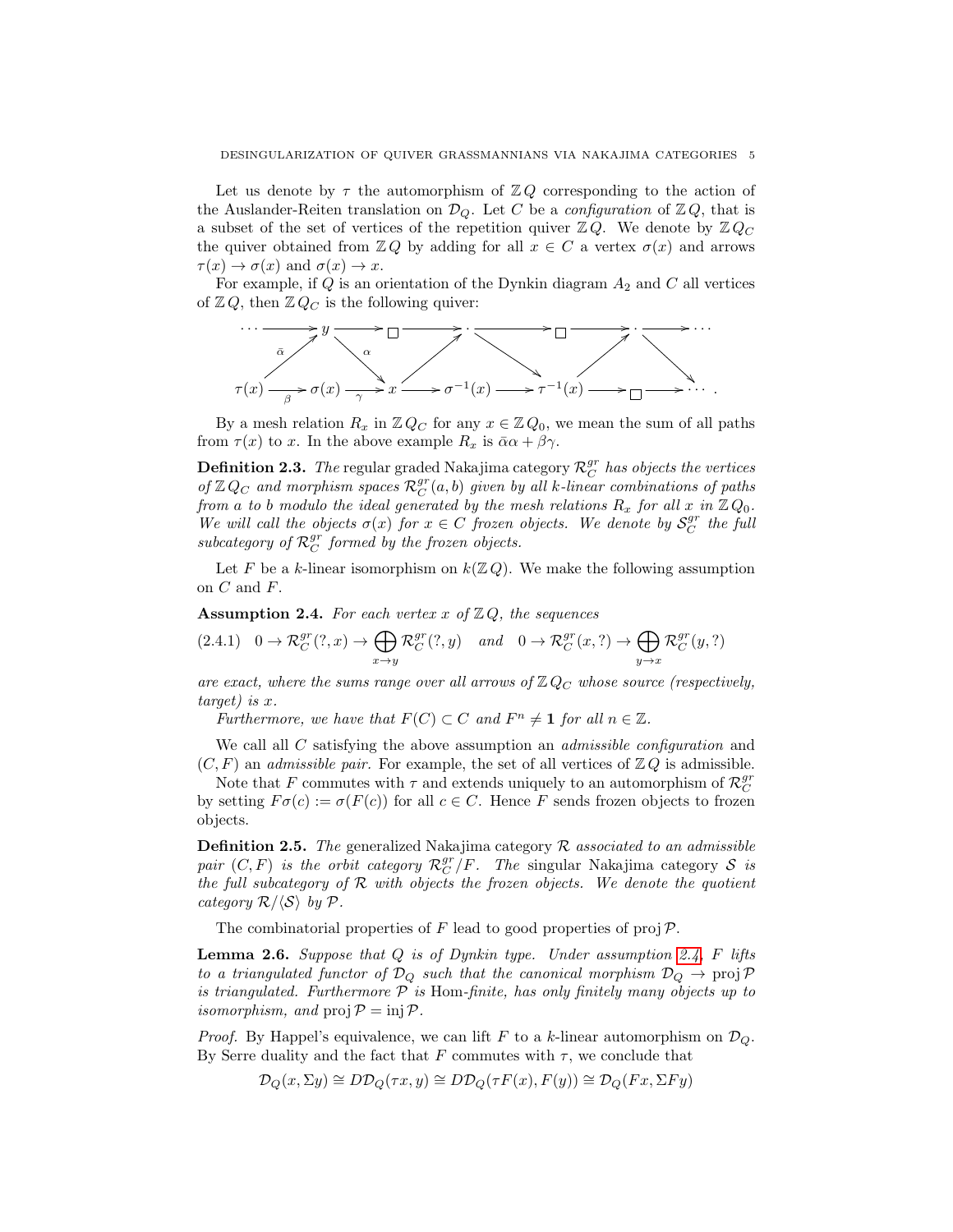Let us denote by $\tau$ the automorphism of $\mathbb{Z}Q$ corresponding to the action of the Auslander-Reiten translation on $\mathcal{D}_Q$. Let $C$ be a *configuration* of $\mathbb{Z}Q$, that is a subset of the set of vertices of the repetition quiver $\mathbb{Z}Q$. We denote by $\mathbb{Z}Q_C$ the quiver obtained from $\mathbb{Z}Q$ by adding for all $x \in C$ a vertex $\sigma(x)$ and arrows $\tau(x) \to \sigma(x)$ and $\sigma(x) \to x$.

For example, if $Q$ is an orientation of the Dynkin diagram $A_2$ and $C$ all vertices of $\mathbb{Z}Q$, then $\mathbb{Z}Q_C$ is the following quiver:

$$
\begin{array}{ccccccccccccccc}
\cdots & \longrightarrow & y & \longrightarrow & \square & \longrightarrow & \cdot & \longrightarrow & \square & \longrightarrow & \cdot & \longrightarrow & \cdots \\
 & \bar{\alpha}\nearrow & & \searrow\alpha & & \nearrow & & \searrow & & \nearrow & & \searrow & \\
\tau(x) & \xrightarrow{\beta} & \sigma(x) & \xrightarrow{\gamma} & x & \longrightarrow & \sigma^{-1}(x) & \longrightarrow & \tau^{-1}(x) & \longrightarrow & \square & \longrightarrow & \cdots .
\end{array}
$$

By a mesh relation $R_x$ in $\mathbb{Z}Q_C$ for any $x \in \mathbb{Z}Q_0$, we mean the sum of all paths from $\tau(x)$ to $x$. In the above example $R_x$ is $\bar{\alpha}\alpha + \beta\gamma$.

**Definition 2.3.** *The* regular graded Nakajima category $\mathcal{R}_C^{gr}$ *has objects the vertices of $\mathbb{Z}Q_C$ and morphism spaces $\mathcal{R}_C^{gr}(a,b)$ given by all $k$-linear combinations of paths from $a$ to $b$ modulo the ideal generated by the mesh relations $R_x$ for all $x$ in $\mathbb{Z}Q_0$. We will call the objects $\sigma(x)$ for $x \in C$ frozen objects. We denote by $\mathcal{S}_C^{gr}$ the full subcategory of $\mathcal{R}_C^{gr}$ formed by the frozen objects.*

Let $F$ be a $k$-linear isomorphism on $k(\mathbb{Z}Q)$. We make the following assumption on $C$ and $F$.

**Assumption 2.4.** *For each vertex $x$ of $\mathbb{Z}Q$, the sequences*

$$
(2.4.1) \quad 0 \to \mathcal{R}_C^{gr}(?,x) \to \bigoplus_{x \to y} \mathcal{R}_C^{gr}(?,y) \quad \text{and} \quad 0 \to \mathcal{R}_C^{gr}(x,?) \to \bigoplus_{y \to x} \mathcal{R}_C^{gr}(y,?)
$$

*are exact, where the sums range over all arrows of $\mathbb{Z}Q_C$ whose source (respectively, target) is $x$.*

*Furthermore, we have that $F(C) \subset C$ and $F^n \neq \mathbf{1}$ for all $n \in \mathbb{Z}$.*

We call all $C$ satisfying the above assumption an *admissible configuration* and $(C,F)$ an *admissible pair*. For example, the set of all vertices of $\mathbb{Z}Q$ is admissible.

Note that $F$ commutes with $\tau$ and extends uniquely to an automorphism of $\mathcal{R}_C^{gr}$ by setting $F\sigma(c) := \sigma(F(c))$ for all $c \in C$. Hence $F$ sends frozen objects to frozen objects.

**Definition 2.5.** *The* generalized Nakajima category $\mathcal{R}$ *associated to an admissible pair $(C,F)$ is the orbit category $\mathcal{R}_C^{gr}/F$. The* singular Nakajima category $\mathcal{S}$ *is the full subcategory of $\mathcal{R}$ with objects the frozen objects. We denote the quotient category $\mathcal{R}/\langle\mathcal{S}\rangle$ by $\mathcal{P}$.*

The combinatorial properties of $F$ lead to good properties of $\operatorname{proj}\mathcal{P}$.

**Lemma 2.6.** *Suppose that $Q$ is of Dynkin type. Under assumption 2.4, $F$ lifts to a triangulated functor of $\mathcal{D}_Q$ such that the canonical morphism $\mathcal{D}_Q \to \operatorname{proj}\mathcal{P}$ is triangulated. Furthermore $\mathcal{P}$ is* Hom*-finite, has only finitely many objects up to isomorphism, and $\operatorname{proj}\mathcal{P} = \operatorname{inj}\mathcal{P}$.*

*Proof.* By Happel's equivalence, we can lift $F$ to a $k$-linear automorphism on $\mathcal{D}_Q$. By Serre duality and the fact that $F$ commutes with $\tau$, we conclude that

$$
\mathcal{D}_Q(x, \Sigma y) \cong D\mathcal{D}_Q(\tau x, y) \cong D\mathcal{D}_Q(\tau F(x), F(y)) \cong \mathcal{D}_Q(Fx, \Sigma F y)
$$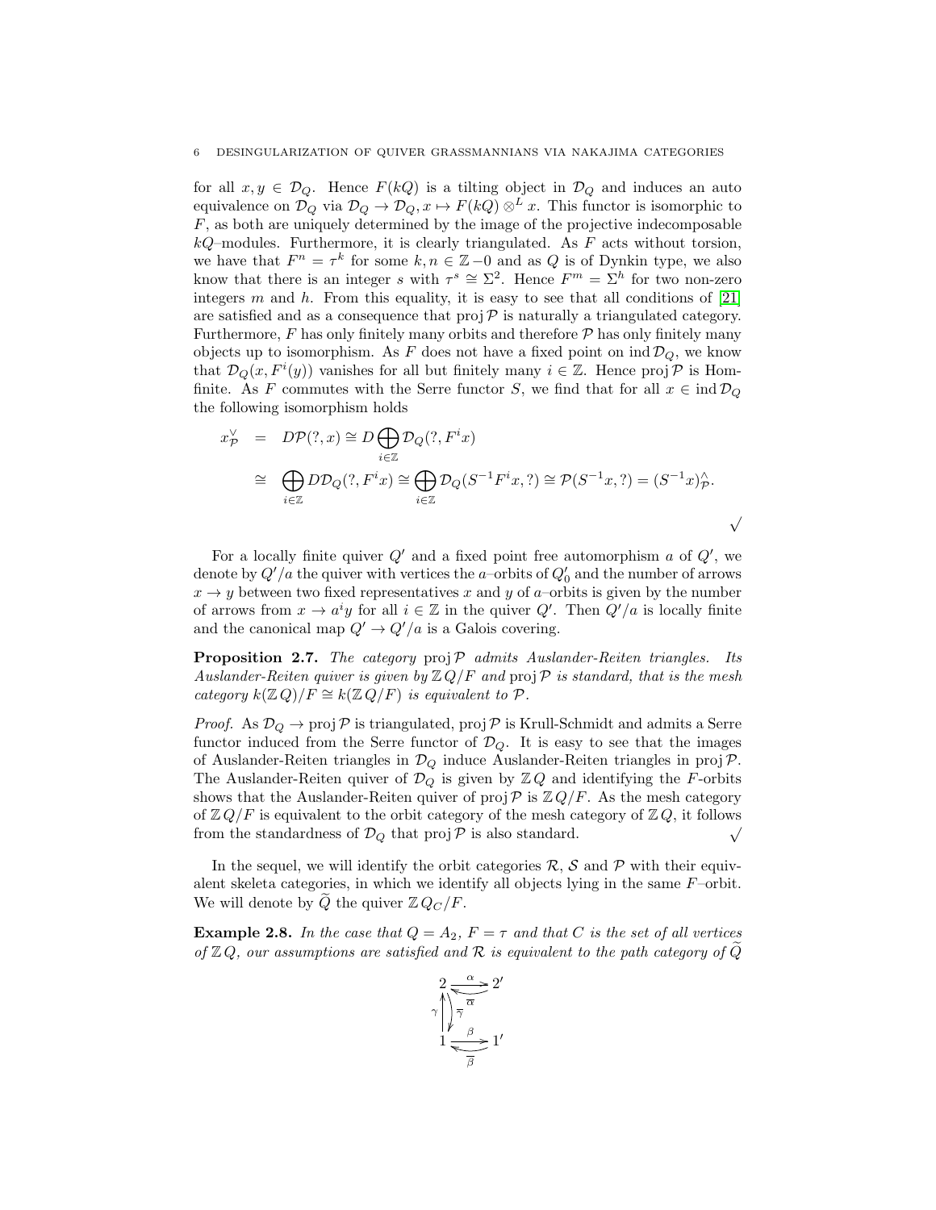for all $x, y \in \mathcal{D}_Q$. Hence $F(kQ)$ is a tilting object in $\mathcal{D}_Q$ and induces an auto equivalence on $\mathcal{D}_Q$ via $\mathcal{D}_Q \to \mathcal{D}_Q, x \mapsto F(kQ) \otimes^L x$. This functor is isomorphic to $F$, as both are uniquely determined by the image of the projective indecomposable $kQ$–modules. Furthermore, it is clearly triangulated. As $F$ acts without torsion, we have that $F^n = \tau^k$ for some $k, n \in \mathbb{Z} - 0$ and as $Q$ is of Dynkin type, we also know that there is an integer $s$ with $\tau^s \cong \Sigma^2$. Hence $F^m = \Sigma^h$ for two non-zero integers $m$ and $h$. From this equality, it is easy to see that all conditions of [21] are satisfied and as a consequence that $\operatorname{proj} \mathcal{P}$ is naturally a triangulated category. Furthermore, $F$ has only finitely many orbits and therefore $\mathcal{P}$ has only finitely many objects up to isomorphism. As $F$ does not have a fixed point on $\operatorname{ind} \mathcal{D}_Q$, we know that $\mathcal{D}_Q(x, F^i(y))$ vanishes for all but finitely many $i \in \mathbb{Z}$. Hence $\operatorname{proj} \mathcal{P}$ is Hom-finite. As $F$ commutes with the Serre functor $S$, we find that for all $x \in \operatorname{ind} \mathcal{D}_Q$ the following isomorphism holds

$$
\begin{aligned}
x^{\vee}_{\mathcal{P}} &= D\mathcal{P}(?, x) \cong D \bigoplus_{i \in \mathbb{Z}} \mathcal{D}_Q(?, F^i x) \\
&\cong \bigoplus_{i \in \mathbb{Z}} D\mathcal{D}_Q(?, F^i x) \cong \bigoplus_{i \in \mathbb{Z}} \mathcal{D}_Q(S^{-1}F^i x, ?) \cong \mathcal{P}(S^{-1}x, ?) = (S^{-1}x)^{\wedge}_{\mathcal{P}}.
\end{aligned}
$$

$\surd$

For a locally finite quiver $Q'$ and a fixed point free automorphism $a$ of $Q'$, we denote by $Q'/a$ the quiver with vertices the $a$–orbits of $Q'_0$ and the number of arrows $x \to y$ between two fixed representatives $x$ and $y$ of $a$–orbits is given by the number of arrows from $x \to a^i y$ for all $i \in \mathbb{Z}$ in the quiver $Q'$. Then $Q'/a$ is locally finite and the canonical map $Q' \to Q'/a$ is a Galois covering.

**Proposition 2.7.** *The category $\operatorname{proj} \mathcal{P}$ admits Auslander-Reiten triangles. Its Auslander-Reiten quiver is given by $\mathbb{Z} Q/F$ and $\operatorname{proj} \mathcal{P}$ is standard, that is the mesh category $k(\mathbb{Z} Q)/F \cong k(\mathbb{Z} Q/F)$ is equivalent to $\mathcal{P}$.*

*Proof.* As $\mathcal{D}_Q \to \operatorname{proj} \mathcal{P}$ is triangulated, $\operatorname{proj} \mathcal{P}$ is Krull-Schmidt and admits a Serre functor induced from the Serre functor of $\mathcal{D}_Q$. It is easy to see that the images of Auslander-Reiten triangles in $\mathcal{D}_Q$ induce Auslander-Reiten triangles in $\operatorname{proj} \mathcal{P}$. The Auslander-Reiten quiver of $\mathcal{D}_Q$ is given by $\mathbb{Z} Q$ and identifying the $F$-orbits shows that the Auslander-Reiten quiver of $\operatorname{proj} \mathcal{P}$ is $\mathbb{Z} Q/F$. As the mesh category of $\mathbb{Z} Q/F$ is equivalent to the orbit category of the mesh category of $\mathbb{Z} Q$, it follows from the standardness of $\mathcal{D}_Q$ that $\operatorname{proj} \mathcal{P}$ is also standard. $\surd$

In the sequel, we will identify the orbit categories $\mathcal{R}$, $\mathcal{S}$ and $\mathcal{P}$ with their equivalent skeleta categories, in which we identify all objects lying in the same $F$–orbit. We will denote by $\widetilde{Q}$ the quiver $\mathbb{Z} Q_C/F$.

**Example 2.8.** *In the case that $Q = A_2$, $F = \tau$ and that $C$ is the set of all vertices of $\mathbb{Z} Q$, our assumptions are satisfied and $\mathcal{R}$ is equivalent to the path category of $\widetilde{Q}$*

$$
\begin{array}{ccc}
2 & \underset{\overline{\alpha}}{\overset{\alpha}{\rightleftarrows}} & 2' \\
\gamma \uparrow \downarrow \overline{\gamma} & & \\
1 & \underset{\overline{\beta}}{\overset{\beta}{\rightleftarrows}} & 1'
\end{array}
$$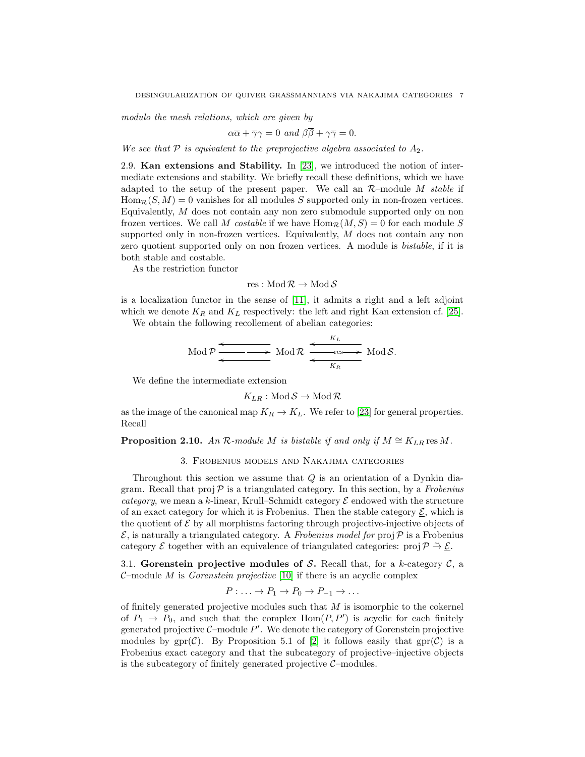*modulo the mesh relations, which are given by*

$$\alpha\overline{\alpha} + \overline{\gamma}\gamma = 0 \text{ and } \beta\overline{\beta} + \gamma\overline{\gamma} = 0.$$

*We see that $\mathcal{P}$ is equivalent to the preprojective algebra associated to $A_2$.*

**2.9. Kan extensions and Stability.** In [23], we introduced the notion of intermediate extensions and stability. We briefly recall these definitions, which we have adapted to the setup of the present paper. We call an $\mathcal{R}$–module $M$ *stable* if $\mathrm{Hom}_{\mathcal{R}}(S, M) = 0$ vanishes for all modules $S$ supported only in non-frozen vertices. Equivalently, $M$ does not contain any non zero submodule supported only on non frozen vertices. We call $M$ *costable* if we have $\mathrm{Hom}_{\mathcal{R}}(M, S) = 0$ for each module $S$ supported only in non-frozen vertices. Equivalently, $M$ does not contain any non zero quotient supported only on non frozen vertices. A module is *bistable*, if it is both stable and costable.

As the restriction functor

$$\mathrm{res} : \mathrm{Mod}\,\mathcal{R} \to \mathrm{Mod}\,\mathcal{S}$$

is a localization functor in the sense of [11], it admits a right and a left adjoint which we denote $K_R$ and $K_L$ respectively: the left and right Kan extension cf. [25].

We obtain the following recollement of abelian categories:

$$\mathrm{Mod}\,\mathcal{P} \;\begin{smallmatrix}\longleftarrow\\ \longrightarrow \\ \longleftarrow\end{smallmatrix}\; \mathrm{Mod}\,\mathcal{R} \;\begin{smallmatrix}\xleftarrow{K_L}\\ \xrightarrow{\mathrm{res}} \\ \xleftarrow[K_R]{}\end{smallmatrix}\; \mathrm{Mod}\,\mathcal{S}.$$

We define the intermediate extension

$$K_{LR} : \mathrm{Mod}\,\mathcal{S} \to \mathrm{Mod}\,\mathcal{R}$$

as the image of the canonical map $K_R \to K_L$. We refer to [23] for general properties. Recall

**Proposition 2.10.** *An $\mathcal{R}$-module $M$ is bistable if and only if $M \cong K_{LR}\,\mathrm{res}\,M$.*

## 3. Frobenius models and Nakajima categories

Throughout this section we assume that $Q$ is an orientation of a Dynkin diagram. Recall that $\mathrm{proj}\,\mathcal{P}$ is a triangulated category. In this section, by a *Frobenius category*, we mean a $k$-linear, Krull–Schmidt category $\mathcal{E}$ endowed with the structure of an exact category for which it is Frobenius. Then the stable category $\underline{\mathcal{E}}$, which is the quotient of $\mathcal{E}$ by all morphisms factoring through projective-injective objects of $\mathcal{E}$, is naturally a triangulated category. A *Frobenius model for* $\mathrm{proj}\,\mathcal{P}$ is a Frobenius category $\mathcal{E}$ together with an equivalence of triangulated categories: $\mathrm{proj}\,\mathcal{P} \xrightarrow{\sim} \underline{\mathcal{E}}$.

**3.1. Gorenstein projective modules of $\mathcal{S}$.** Recall that, for a $k$-category $\mathcal{C}$, a $\mathcal{C}$–module $M$ is *Gorenstein projective* [10] if there is an acyclic complex

$$P : \ldots \to P_1 \to P_0 \to P_{-1} \to \ldots$$

of finitely generated projective modules such that $M$ is isomorphic to the cokernel of $P_1 \to P_0$, and such that the complex $\mathrm{Hom}(P, P')$ is acyclic for each finitely generated projective $\mathcal{C}$–module $P'$. We denote the category of Gorenstein projective modules by $\mathrm{gpr}(\mathcal{C})$. By Proposition 5.1 of [2] it follows easily that $\mathrm{gpr}(\mathcal{C})$ is a Frobenius exact category and that the subcategory of projective–injective objects is the subcategory of finitely generated projective $\mathcal{C}$–modules.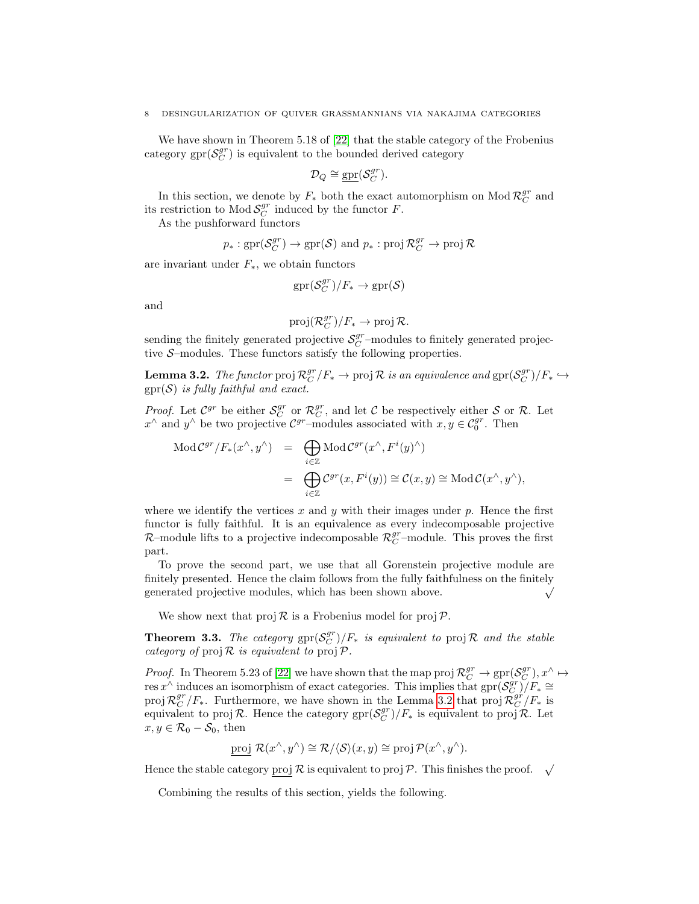We have shown in Theorem 5.18 of [22] that the stable category of the Frobenius category $\mathrm{gpr}(\mathcal{S}_C^{gr})$ is equivalent to the bounded derived category

$$\mathcal{D}_Q \cong \underline{\mathrm{gpr}}(\mathcal{S}_C^{gr}).$$

In this section, we denote by $F_*$ both the exact automorphism on $\mathrm{Mod}\,\mathcal{R}_C^{gr}$ and its restriction to $\mathrm{Mod}\,\mathcal{S}_C^{gr}$ induced by the functor $F$.

As the pushforward functors

$$p_* : \mathrm{gpr}(\mathcal{S}_C^{gr}) \to \mathrm{gpr}(\mathcal{S}) \text{ and } p_* : \mathrm{proj}\,\mathcal{R}_C^{gr} \to \mathrm{proj}\,\mathcal{R}$$

are invariant under $F_*$, we obtain functors

$$\mathrm{gpr}(\mathcal{S}_C^{gr})/F_* \to \mathrm{gpr}(\mathcal{S})$$

and

$$\mathrm{proj}(\mathcal{R}_C^{gr})/F_* \to \mathrm{proj}\,\mathcal{R}.$$

sending the finitely generated projective $\mathcal{S}_C^{gr}$–modules to finitely generated projective $\mathcal{S}$–modules. These functors satisfy the following properties.

**Lemma 3.2.** *The functor* $\mathrm{proj}\,\mathcal{R}_C^{gr}/F_* \to \mathrm{proj}\,\mathcal{R}$ *is an equivalence and* $\mathrm{gpr}(\mathcal{S}_C^{gr})/F_* \hookrightarrow \mathrm{gpr}(\mathcal{S})$ *is fully faithful and exact.*

*Proof.* Let $\mathcal{C}^{gr}$ be either $\mathcal{S}_C^{gr}$ or $\mathcal{R}_C^{gr}$, and let $\mathcal{C}$ be respectively either $\mathcal{S}$ or $\mathcal{R}$. Let $x^\wedge$ and $y^\wedge$ be two projective $\mathcal{C}^{gr}$–modules associated with $x, y \in \mathcal{C}_0^{gr}$. Then

$$\begin{aligned}
\mathrm{Mod}\,\mathcal{C}^{gr}/F_*(x^\wedge, y^\wedge) &= \bigoplus_{i\in\mathbb{Z}} \mathrm{Mod}\,\mathcal{C}^{gr}(x^\wedge, F^i(y)^\wedge) \\
&= \bigoplus_{i\in\mathbb{Z}} \mathcal{C}^{gr}(x, F^i(y)) \cong \mathcal{C}(x,y) \cong \mathrm{Mod}\,\mathcal{C}(x^\wedge, y^\wedge),
\end{aligned}$$

where we identify the vertices $x$ and $y$ with their images under $p$. Hence the first functor is fully faithful. It is an equivalence as every indecomposable projective $\mathcal{R}$–module lifts to a projective indecomposable $\mathcal{R}_C^{gr}$–module. This proves the first part.

To prove the second part, we use that all Gorenstein projective module are finitely presented. Hence the claim follows from the fully faithfulness on the finitely generated projective modules, which has been shown above. $\surd$

We show next that $\mathrm{proj}\,\mathcal{R}$ is a Frobenius model for $\mathrm{proj}\,\mathcal{P}$.

**Theorem 3.3.** *The category* $\mathrm{gpr}(\mathcal{S}_C^{gr})/F_*$ *is equivalent to* $\mathrm{proj}\,\mathcal{R}$ *and the stable category of* $\mathrm{proj}\,\mathcal{R}$ *is equivalent to* $\mathrm{proj}\,\mathcal{P}$.

*Proof.* In Theorem 5.23 of [22] we have shown that the map $\mathrm{proj}\,\mathcal{R}_C^{gr} \to \mathrm{gpr}(\mathcal{S}_C^{gr}), x^\wedge \mapsto \mathrm{res}\,x^\wedge$ induces an isomorphism of exact categories. This implies that $\mathrm{gpr}(\mathcal{S}_C^{gr})/F_* \cong \mathrm{proj}\,\mathcal{R}_C^{gr}/F_*$. Furthermore, we have shown in the Lemma 3.2 that $\mathrm{proj}\,\mathcal{R}_C^{gr}/F_*$ is equivalent to $\mathrm{proj}\,\mathcal{R}$. Hence the category $\mathrm{gpr}(\mathcal{S}_C^{gr})/F_*$ is equivalent to $\mathrm{proj}\,\mathcal{R}$. Let $x, y \in \mathcal{R}_0 - \mathcal{S}_0$, then

$$\underline{\mathrm{proj}}\ \mathcal{R}(x^\wedge, y^\wedge) \cong \mathcal{R}/\langle\mathcal{S}\rangle(x,y) \cong \mathrm{proj}\,\mathcal{P}(x^\wedge, y^\wedge).$$

Hence the stable category $\underline{\mathrm{proj}}\,\mathcal{R}$ is equivalent to $\mathrm{proj}\,\mathcal{P}$. This finishes the proof. $\surd$

Combining the results of this section, yields the following.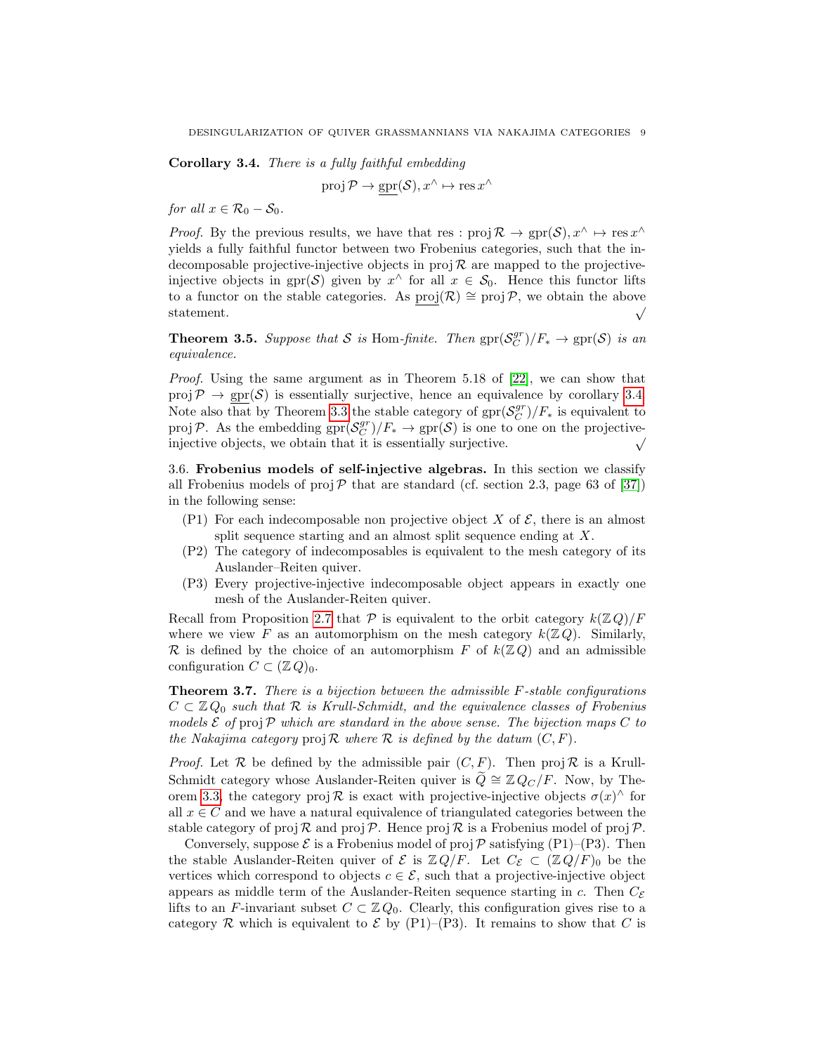**Corollary 3.4.** *There is a fully faithful embedding*

$$\operatorname{proj}\mathcal{P} \to \underline{\operatorname{gpr}}(\mathcal{S}), x^\wedge \mapsto \operatorname{res} x^\wedge$$

*for all $x \in \mathcal{R}_0 - \mathcal{S}_0$.*

*Proof.* By the previous results, we have that $\operatorname{res} : \operatorname{proj}\mathcal{R} \to \operatorname{gpr}(\mathcal{S}), x^\wedge \mapsto \operatorname{res} x^\wedge$ yields a fully faithful functor between two Frobenius categories, such that the indecomposable projective-injective objects in $\operatorname{proj}\mathcal{R}$ are mapped to the projective-injective objects in $\operatorname{gpr}(\mathcal{S})$ given by $x^\wedge$ for all $x \in \mathcal{S}_0$. Hence this functor lifts to a functor on the stable categories. As $\underline{\operatorname{proj}}(\mathcal{R}) \cong \operatorname{proj}\mathcal{P}$, we obtain the above statement. √

**Theorem 3.5.** *Suppose that $\mathcal{S}$ is* Hom*-finite. Then $\operatorname{gpr}(\mathcal{S}_C^{gr})/F_* \to \operatorname{gpr}(\mathcal{S})$ is an equivalence.*

*Proof.* Using the same argument as in Theorem 5.18 of [22], we can show that $\operatorname{proj}\mathcal{P} \to \underline{\operatorname{gpr}}(\mathcal{S})$ is essentially surjective, hence an equivalence by corollary 3.4. Note also that by Theorem 3.3 the stable category of $\operatorname{gpr}(\mathcal{S}_C^{gr})/F_*$ is equivalent to $\operatorname{proj}\mathcal{P}$. As the embedding $\operatorname{gpr}(\mathcal{S}_C^{gr})/F_* \to \operatorname{gpr}(\mathcal{S})$ is one to one on the projective-injective objects, we obtain that it is essentially surjective. √

3.6. **Frobenius models of self-injective algebras.** In this section we classify all Frobenius models of $\operatorname{proj}\mathcal{P}$ that are standard (cf. section 2.3, page 63 of [37]) in the following sense:

- (P1) For each indecomposable non projective object $X$ of $\mathcal{E}$, there is an almost split sequence starting and an almost split sequence ending at $X$.
- (P2) The category of indecomposables is equivalent to the mesh category of its Auslander–Reiten quiver.
- (P3) Every projective-injective indecomposable object appears in exactly one mesh of the Auslander-Reiten quiver.

Recall from Proposition 2.7 that $\mathcal{P}$ is equivalent to the orbit category $k(\mathbb{Z}Q)/F$ where we view $F$ as an automorphism on the mesh category $k(\mathbb{Z}Q)$. Similarly, $\mathcal{R}$ is defined by the choice of an automorphism $F$ of $k(\mathbb{Z}Q)$ and an admissible configuration $C \subset (\mathbb{Z}Q)_0$.

**Theorem 3.7.** *There is a bijection between the admissible $F$-stable configurations $C \subset \mathbb{Z}Q_0$ such that $\mathcal{R}$ is Krull-Schmidt, and the equivalence classes of Frobenius models $\mathcal{E}$ of* $\operatorname{proj}\mathcal{P}$ *which are standard in the above sense. The bijection maps $C$ to the Nakajima category* $\operatorname{proj}\mathcal{R}$ *where $\mathcal{R}$ is defined by the datum $(C, F)$.*

*Proof.* Let $\mathcal{R}$ be defined by the admissible pair $(C, F)$. Then $\operatorname{proj}\mathcal{R}$ is a Krull-Schmidt category whose Auslander-Reiten quiver is $\widetilde{Q} \cong \mathbb{Z}Q_C/F$. Now, by Theorem 3.3, the category $\operatorname{proj}\mathcal{R}$ is exact with projective-injective objects $\sigma(x)^\wedge$ for all $x \in C$ and we have a natural equivalence of triangulated categories between the stable category of $\operatorname{proj}\mathcal{R}$ and $\operatorname{proj}\mathcal{P}$. Hence $\operatorname{proj}\mathcal{R}$ is a Frobenius model of $\operatorname{proj}\mathcal{P}$.

Conversely, suppose $\mathcal{E}$ is a Frobenius model of $\operatorname{proj}\mathcal{P}$ satisfying (P1)–(P3). Then the stable Auslander-Reiten quiver of $\mathcal{E}$ is $\mathbb{Z}Q/F$. Let $C_\mathcal{E} \subset (\mathbb{Z}Q/F)_0$ be the vertices which correspond to objects $c \in \mathcal{E}$, such that a projective-injective object appears as middle term of the Auslander-Reiten sequence starting in $c$. Then $C_\mathcal{E}$ lifts to an $F$-invariant subset $C \subset \mathbb{Z}Q_0$. Clearly, this configuration gives rise to a category $\mathcal{R}$ which is equivalent to $\mathcal{E}$ by (P1)–(P3). It remains to show that $C$ is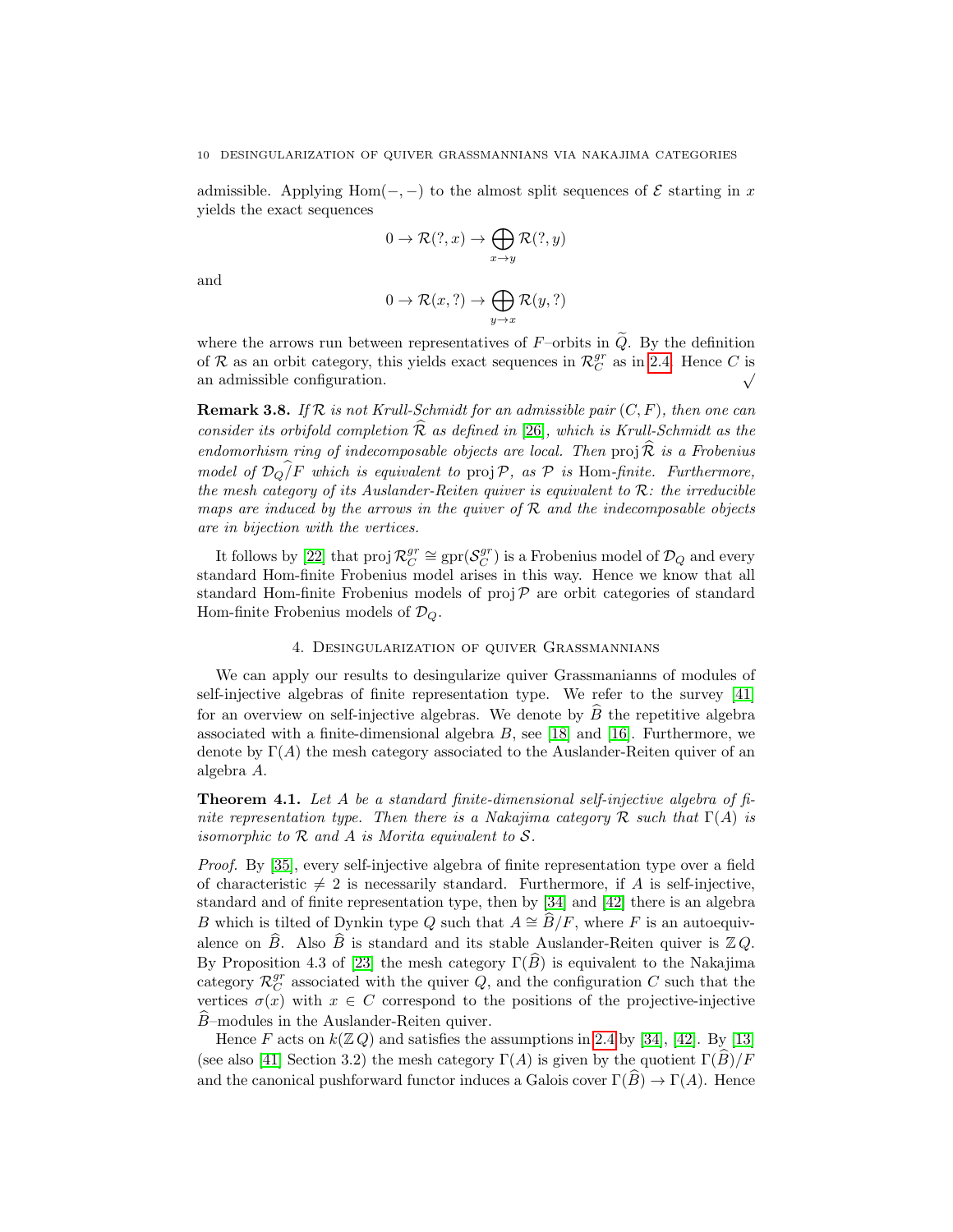admissible. Applying $\mathrm{Hom}(-,-)$ to the almost split sequences of $\mathcal{E}$ starting in $x$ yields the exact sequences

$$0 \to \mathcal{R}(?, x) \to \bigoplus_{x \to y} \mathcal{R}(?, y)$$

and

$$0 \to \mathcal{R}(x, ?) \to \bigoplus_{y \to x} \mathcal{R}(y, ?)$$

where the arrows run between representatives of $F$–orbits in $\widetilde{Q}$. By the definition of $\mathcal{R}$ as an orbit category, this yields exact sequences in $\mathcal{R}_C^{gr}$ as in 2.4. Hence $C$ is an admissible configuration. $\surd$

**Remark 3.8.** *If $\mathcal{R}$ is not Krull-Schmidt for an admissible pair $(C, F)$, then one can consider its orbifold completion $\widehat{\mathcal{R}}$ as defined in [26], which is Krull-Schmidt as the endomorhism ring of indecomposable objects are local. Then $\mathrm{proj}\,\widehat{\mathcal{R}}$ is a Frobenius model of $\widehat{\mathcal{D}_Q/F}$ which is equivalent to $\mathrm{proj}\,\mathcal{P}$, as $\mathcal{P}$ is* Hom*-finite. Furthermore, the mesh category of its Auslander-Reiten quiver is equivalent to $\mathcal{R}$: the irreducible maps are induced by the arrows in the quiver of $\mathcal{R}$ and the indecomposable objects are in bijection with the vertices.*

It follows by [22] that $\mathrm{proj}\,\mathcal{R}_C^{gr} \cong \mathrm{gpr}(\mathcal{S}_C^{gr})$ is a Frobenius model of $\mathcal{D}_Q$ and every standard Hom-finite Frobenius model arises in this way. Hence we know that all standard Hom-finite Frobenius models of $\mathrm{proj}\,\mathcal{P}$ are orbit categories of standard Hom-finite Frobenius models of $\mathcal{D}_Q$.

## 4. Desingularization of quiver Grassmannians

We can apply our results to desingularize quiver Grassmaniann

s of modules of self-injective algebras of finite representation type. We refer to the survey [41] for an overview on self-injective algebras. We denote by $\widehat{B}$ the repetitive algebra associated with a finite-dimensional algebra $B$, see [18] and [16]. Furthermore, we denote by $\Gamma(A)$ the mesh category associated to the Auslander-Reiten quiver of an algebra $A$.

**Theorem 4.1.** *Let $A$ be a standard finite-dimensional self-injective algebra of finite representation type. Then there is a Nakajima category $\mathcal{R}$ such that $\Gamma(A)$ is isomorphic to $\mathcal{R}$ and $A$ is Morita equivalent to $\mathcal{S}$.*

*Proof.* By [35], every self-injective algebra of finite representation type over a field of characteristic $\neq 2$ is necessarily standard. Furthermore, if $A$ is self-injective, standard and of finite representation type, then by [34] and [42] there is an algebra $B$ which is tilted of Dynkin type $Q$ such that $A \cong \widehat{B}/F$, where $F$ is an autoequivalence on $\widehat{B}$. Also $\widehat{B}$ is standard and its stable Auslander-Reiten quiver is $\mathbb{Z}Q$. By Proposition 4.3 of [23] the mesh category $\Gamma(\widehat{B})$ is equivalent to the Nakajima category $\mathcal{R}_C^{gr}$ associated with the quiver $Q$, and the configuration $C$ such that the vertices $\sigma(x)$ with $x \in C$ correspond to the positions of the projective-injective $\widehat{B}$–modules in the Auslander-Reiten quiver.

Hence $F$ acts on $k(\mathbb{Z}Q)$ and satisfies the assumptions in 2.4 by [34], [42]. By [13] (see also [41] Section 3.2) the mesh category $\Gamma(A)$ is given by the quotient $\Gamma(\widehat{B})/F$ and the canonical pushforward functor induces a Galois cover $\Gamma(\widehat{B}) \to \Gamma(A)$. Hence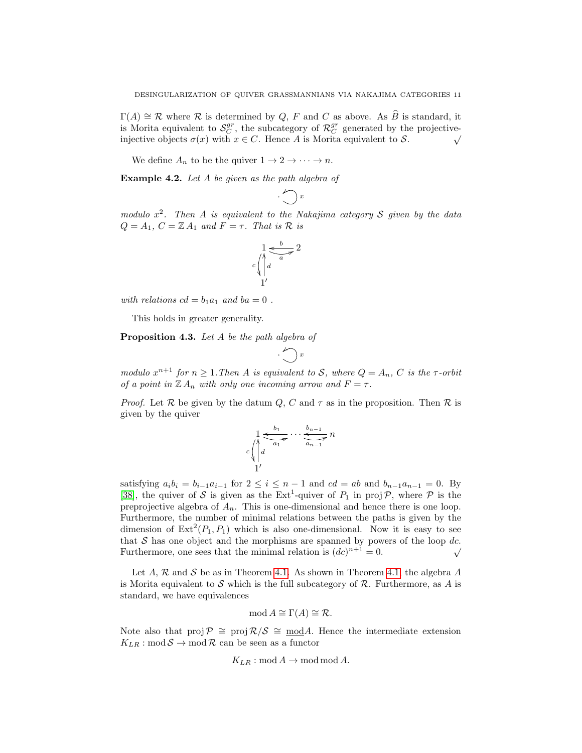$\Gamma(A) \cong \mathcal{R}$ where $\mathcal{R}$ is determined by $Q$, $F$ and $C$ as above. As $\widehat{B}$ is standard, it is Morita equivalent to $\mathcal{S}_C^{gr}$, the subcategory of $\mathcal{R}_C^{gr}$ generated by the projective-injective objects $\sigma(x)$ with $x \in C$. Hence $A$ is Morita equivalent to $\mathcal{S}$. $\surd$

We define $A_n$ to be the quiver $1 \to 2 \to \cdots \to n$.

**Example 4.2.** *Let $A$ be given as the path algebra of*

$$\cdot \circlearrowleft x$$

*modulo $x^2$. Then $A$ is equivalent to the Nakajima category $\mathcal{S}$ given by the data $Q = A_1$, $C = \mathbb{Z}\,A_1$ and $F = \tau$. That is $\mathcal{R}$ is*

$$\begin{array}{ccc} 1 & \underset{a}{\overset{b}{\rightleftarrows}} & 2 \\ {\scriptstyle c}\downarrow\uparrow{\scriptstyle d} & & \\ 1' & & \end{array}$$

*with relations $cd = b_1a_1$ and $ba = 0$ .*

This holds in greater generality.

**Proposition 4.3.** *Let $A$ be the path algebra of*

$$\cdot \circlearrowleft x$$

*modulo $x^{n+1}$ for $n \geq 1$. Then $A$ is equivalent to $\mathcal{S}$, where $Q = A_n$, $C$ is the $\tau$-orbit of a point in $\mathbb{Z}\,A_n$ with only one incoming arrow and $F = \tau$.*

*Proof.* Let $\mathcal{R}$ be given by the datum $Q$, $C$ and $\tau$ as in the proposition. Then $\mathcal{R}$ is given by the quiver

$$\begin{array}{ccccc} 1 & \underset{a_1}{\overset{b_1}{\rightleftarrows}} & \cdots & \underset{a_{n-1}}{\overset{b_{n-1}}{\rightleftarrows}} & n \\ {\scriptstyle c}\downarrow\uparrow{\scriptstyle d} & & & & \\ 1' & & & & \end{array}$$

satisfying $a_ib_i = b_{i-1}a_{i-1}$ for $2 \leq i \leq n-1$ and $cd = ab$ and $b_{n-1}a_{n-1} = 0$. By [38], the quiver of $\mathcal{S}$ is given as the $\mathrm{Ext}^1$-quiver of $P_1$ in $\operatorname{proj}\mathcal{P}$, where $\mathcal{P}$ is the preprojective algebra of $A_n$. This is one-dimensional and hence there is one loop. Furthermore, the number of minimal relations between the paths is given by the dimension of $\mathrm{Ext}^2(P_1, P_1)$ which is also one-dimensional. Now it is easy to see that $\mathcal{S}$ has one object and the morphisms are spanned by powers of the loop $dc$. Furthermore, one sees that the minimal relation is $(dc)^{n+1} = 0$. $\surd$

Let $A$, $\mathcal{R}$ and $\mathcal{S}$ be as in Theorem 4.1. As shown in Theorem 4.1 the algebra $A$ is Morita equivalent to $\mathcal{S}$ which is the full subcategory of $\mathcal{R}$. Furthermore, as $A$ is standard, we have equivalences

$$\operatorname{mod} A \cong \Gamma(A) \cong \mathcal{R}.$$

Note also that $\operatorname{proj}\mathcal{P} \cong \operatorname{proj}\mathcal{R}/\mathcal{S} \cong \underline{\operatorname{mod}}A$. Hence the intermediate extension $K_{LR} : \operatorname{mod}\mathcal{S} \to \operatorname{mod}\mathcal{R}$ can be seen as a functor

$$K_{LR} : \operatorname{mod} A \to \operatorname{mod}\operatorname{mod} A.$$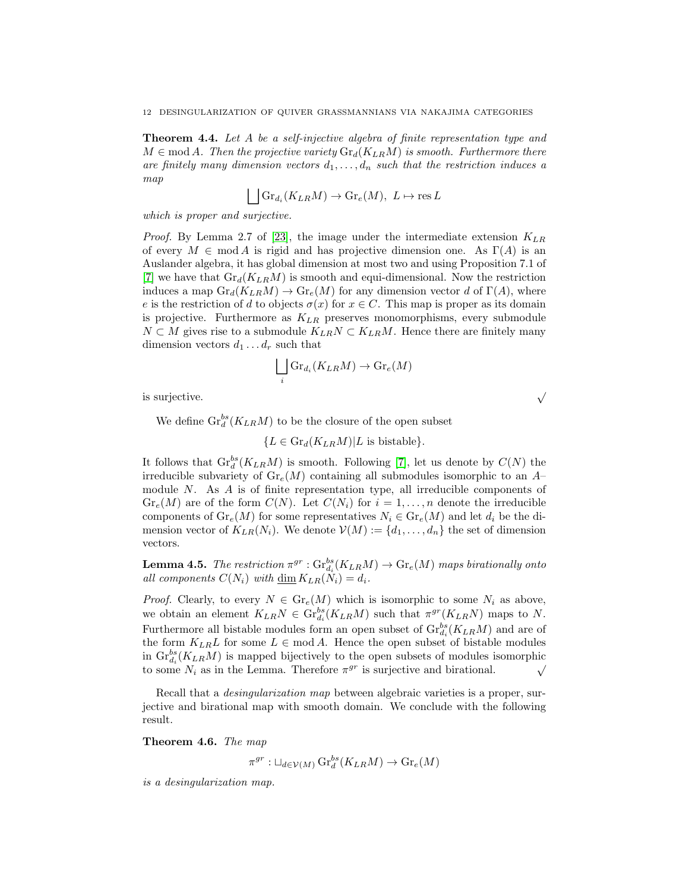**Theorem 4.4.** *Let $A$ be a self-injective algebra of finite representation type and $M \in \operatorname{mod} A$. Then the projective variety $\operatorname{Gr}_d(K_{LR}M)$ is smooth. Furthermore there are finitely many dimension vectors $d_1, \ldots, d_n$ such that the restriction induces a map*

$$\bigsqcup \operatorname{Gr}_{d_i}(K_{LR}M) \to \operatorname{Gr}_e(M),\ L \mapsto \operatorname{res} L$$

*which is proper and surjective.*

*Proof.* By Lemma 2.7 of [23], the image under the intermediate extension $K_{LR}$ of every $M \in \operatorname{mod} A$ is rigid and has projective dimension one. As $\Gamma(A)$ is an Auslander algebra, it has global dimension at most two and using Proposition 7.1 of [7] we have that $\operatorname{Gr}_d(K_{LR}M)$ is smooth and equi-dimensional. Now the restriction induces a map $\operatorname{Gr}_d(K_{LR}M) \to \operatorname{Gr}_e(M)$ for any dimension vector $d$ of $\Gamma(A)$, where $e$ is the restriction of $d$ to objects $\sigma(x)$ for $x \in C$. This map is proper as its domain is projective. Furthermore as $K_{LR}$ preserves monomorphisms, every submodule $N \subset M$ gives rise to a submodule $K_{LR}N \subset K_{LR}M$. Hence there are finitely many dimension vectors $d_1 \ldots d_r$ such that

$$\bigsqcup_i \operatorname{Gr}_{d_i}(K_{LR}M) \to \operatorname{Gr}_e(M)$$

is surjective. $\surd$

We define $\operatorname{Gr}_d^{bs}(K_{LR}M)$ to be the closure of the open subset

$$\{L \in \operatorname{Gr}_d(K_{LR}M) | L \text{ is bistable}\}.$$

It follows that $\operatorname{Gr}_d^{bs}(K_{LR}M)$ is smooth. Following [7], let us denote by $C(N)$ the irreducible subvariety of $\operatorname{Gr}_e(M)$ containing all submodules isomorphic to an $A$–module $N$. As $A$ is of finite representation type, all irreducible components of $\operatorname{Gr}_e(M)$ are of the form $C(N)$. Let $C(N_i)$ for $i = 1, \ldots, n$ denote the irreducible components of $\operatorname{Gr}_e(M)$ for some representatives $N_i \in \operatorname{Gr}_e(M)$ and let $d_i$ be the dimension vector of $K_{LR}(N_i)$. We denote $\mathcal{V}(M) := \{d_1, \ldots, d_n\}$ the set of dimension vectors.

**Lemma 4.5.** *The restriction $\pi^{gr} : \operatorname{Gr}_{d_i}^{bs}(K_{LR}M) \to \operatorname{Gr}_e(M)$ maps birationally onto all components $C(N_i)$ with $\underline{\dim}\, K_{LR}(N_i) = d_i$.*

*Proof.* Clearly, to every $N \in \operatorname{Gr}_e(M)$ which is isomorphic to some $N_i$ as above, we obtain an element $K_{LR}N \in \operatorname{Gr}_{d_i}^{bs}(K_{LR}M)$ such that $\pi^{gr}(K_{LR}N)$ maps to $N$. Furthermore all bistable modules form an open subset of $\operatorname{Gr}_{d_i}^{bs}(K_{LR}M)$ and are of the form $K_{LR}L$ for some $L \in \operatorname{mod} A$. Hence the open subset of bistable modules in $\operatorname{Gr}_{d_i}^{bs}(K_{LR}M)$ is mapped bijectively to the open subsets of modules isomorphic to some $N_i$ as in the Lemma. Therefore $\pi^{gr}$ is surjective and birational. $\surd$

Recall that a *desingularization map* between algebraic varieties is a proper, surjective and birational map with smooth domain. We conclude with the following result.

**Theorem 4.6.** *The map*

$$\pi^{gr} : \sqcup_{d \in \mathcal{V}(M)} \operatorname{Gr}_d^{bs}(K_{LR}M) \to \operatorname{Gr}_e(M)$$

*is a desingularization map.*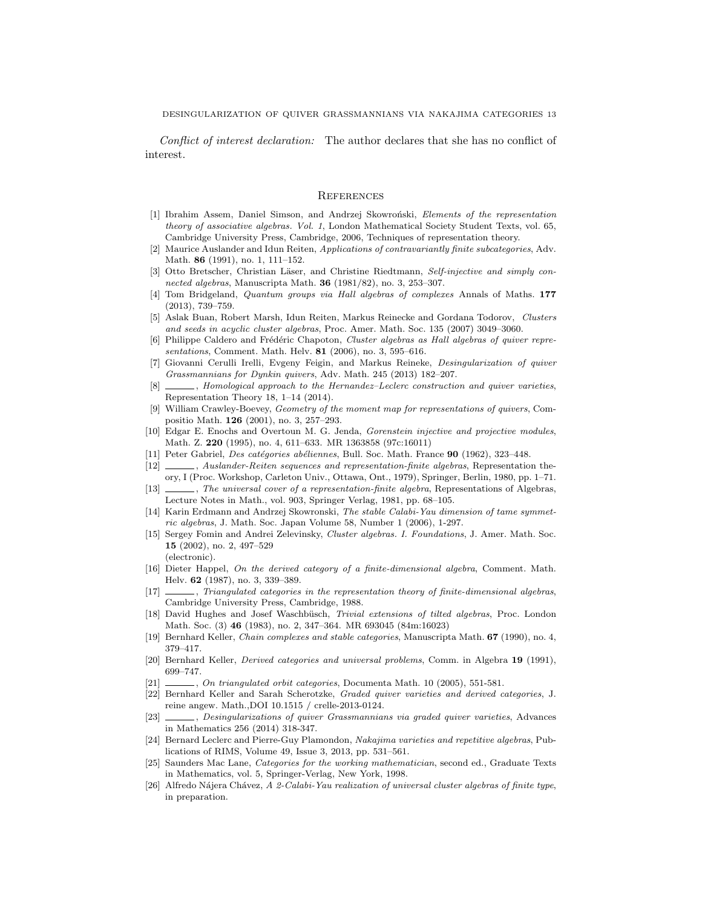*Conflict of interest declaration:* The author declares that she has no conflict of interest.

## References

[1] Ibrahim Assem, Daniel Simson, and Andrzej Skowroński, *Elements of the representation theory of associative algebras. Vol. 1*, London Mathematical Society Student Texts, vol. 65, Cambridge University Press, Cambridge, 2006, Techniques of representation theory.

[2] Maurice Auslander and Idun Reiten, *Applications of contravariantly finite subcategories*, Adv. Math. **86** (1991), no. 1, 111–152.

[3] Otto Bretscher, Christian Läser, and Christine Riedtmann, *Self-injective and simply connected algebras*, Manuscripta Math. **36** (1981/82), no. 3, 253–307.

[4] Tom Bridgeland, *Quantum groups via Hall algebras of complexes* Annals of Maths. **177** (2013), 739–759.

[5] Aslak Buan, Robert Marsh, Idun Reiten, Markus Reinecke and Gordana Todorov, *Clusters and seeds in acyclic cluster algebras*, Proc. Amer. Math. Soc. 135 (2007) 3049–3060.

[6] Philippe Caldero and Frédéric Chapoton, *Cluster algebras as Hall algebras of quiver representations*, Comment. Math. Helv. **81** (2006), no. 3, 595–616.

[7] Giovanni Cerulli Irelli, Evgeny Feigin, and Markus Reineke, *Desingularization of quiver Grassmannians for Dynkin quivers*, Adv. Math. 245 (2013) 182–207.

[8] ______, *Homological approach to the Hernandez–Leclerc construction and quiver varieties*, Representation Theory 18, 1–14 (2014).

[9] William Crawley-Boevey, *Geometry of the moment map for representations of quivers*, Compositio Math. **126** (2001), no. 3, 257–293.

[10] Edgar E. Enochs and Overtoun M. G. Jenda, *Gorenstein injective and projective modules*, Math. Z. **220** (1995), no. 4, 611–633. MR 1363858 (97c:16011)

[11] Peter Gabriel, *Des catégories abéliennes*, Bull. Soc. Math. France **90** (1962), 323–448.

[12] ______, *Auslander-Reiten sequences and representation-finite algebras*, Representation theory, I (Proc. Workshop, Carleton Univ., Ottawa, Ont., 1979), Springer, Berlin, 1980, pp. 1–71.

[13] ______, *The universal cover of a representation-finite algebra*, Representations of Algebras, Lecture Notes in Math., vol. 903, Springer Verlag, 1981, pp. 68–105.

[14] Karin Erdmann and Andrzej Skowronski, *The stable Calabi-Yau dimension of tame symmetric algebras*, J. Math. Soc. Japan Volume 58, Number 1 (2006), 1-297.

[15] Sergey Fomin and Andrei Zelevinsky, *Cluster algebras. I. Foundations*, J. Amer. Math. Soc. **15** (2002), no. 2, 497–529 (electronic).

[16] Dieter Happel, *On the derived category of a finite-dimensional algebra*, Comment. Math. Helv. **62** (1987), no. 3, 339–389.

[17] ______, *Triangulated categories in the representation theory of finite-dimensional algebras*, Cambridge University Press, Cambridge, 1988.

[18] David Hughes and Josef Waschbüsch, *Trivial extensions of tilted algebras*, Proc. London Math. Soc. (3) **46** (1983), no. 2, 347–364. MR 693045 (84m:16023)

[19] Bernhard Keller, *Chain complexes and stable categories*, Manuscripta Math. **67** (1990), no. 4, 379–417.

[20] Bernhard Keller, *Derived categories and universal problems*, Comm. in Algebra **19** (1991), 699–747.

[21] ______, *On triangulated orbit categories*, Documenta Math. 10 (2005), 551-581.

[22] Bernhard Keller and Sarah Scherotzke, *Graded quiver varieties and derived categories*, J. reine angew. Math.,DOI 10.1515 / crelle-2013-0124.

[23] ______, *Desingularizations of quiver Grassmannians via graded quiver varieties*, Advances in Mathematics 256 (2014) 318-347.

[24] Bernard Leclerc and Pierre-Guy Plamondon, *Nakajima varieties and repetitive algebras*, Publications of RIMS, Volume 49, Issue 3, 2013, pp. 531–561.

[25] Saunders Mac Lane, *Categories for the working mathematician*, second ed., Graduate Texts in Mathematics, vol. 5, Springer-Verlag, New York, 1998.

[26] Alfredo Nájera Chávez, *A 2-Calabi-Yau realization of universal cluster algebras of finite type*, in preparation.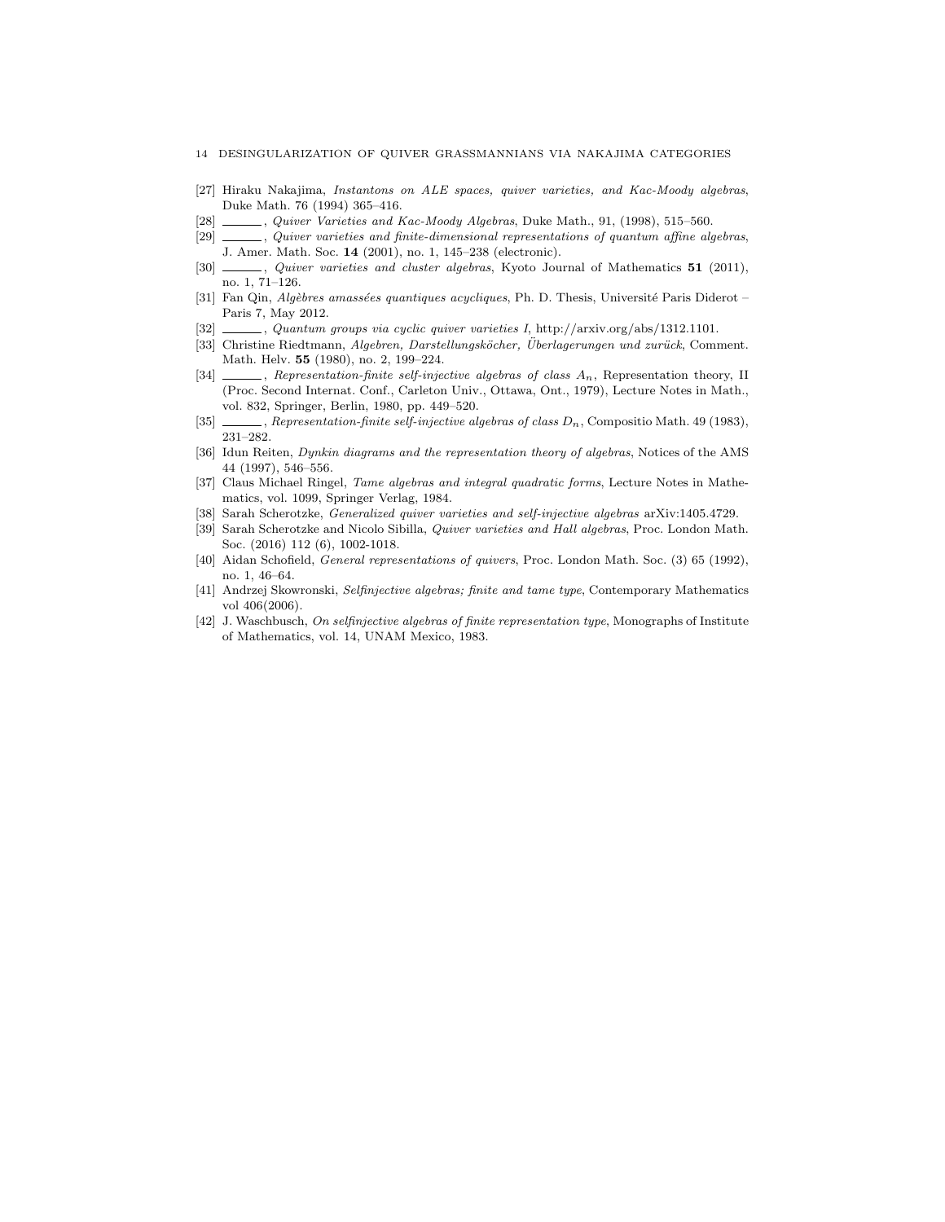[27] Hiraku Nakajima, *Instantons on ALE spaces, quiver varieties, and Kac-Moody algebras*, Duke Math. 76 (1994) 365–416.

[28] ______, *Quiver Varieties and Kac-Moody Algebras*, Duke Math., 91, (1998), 515–560.

[29] ______, *Quiver varieties and finite-dimensional representations of quantum affine algebras*, J. Amer. Math. Soc. **14** (2001), no. 1, 145–238 (electronic).

[30] ______, *Quiver varieties and cluster algebras*, Kyoto Journal of Mathematics **51** (2011), no. 1, 71–126.

[31] Fan Qin, *Algèbres amassées quantiques acycliques*, Ph. D. Thesis, Université Paris Diderot – Paris 7, May 2012.

[32] ______, *Quantum groups via cyclic quiver varieties I*, http://arxiv.org/abs/1312.1101.

[33] Christine Riedtmann, *Algebren, Darstellungsköcher, Überlagerungen und zurück*, Comment. Math. Helv. **55** (1980), no. 2, 199–224.

[34] ______, *Representation-finite self-injective algebras of class $A_n$*, Representation theory, II (Proc. Second Internat. Conf., Carleton Univ., Ottawa, Ont., 1979), Lecture Notes in Math., vol. 832, Springer, Berlin, 1980, pp. 449–520.

[35] ______, *Representation-finite self-injective algebras of class $D_n$*, Compositio Math. 49 (1983), 231–282.

[36] Idun Reiten, *Dynkin diagrams and the representation theory of algebras*, Notices of the AMS 44 (1997), 546–556.

[37] Claus Michael Ringel, *Tame algebras and integral quadratic forms*, Lecture Notes in Mathematics, vol. 1099, Springer Verlag, 1984.

[38] Sarah Scherotzke, *Generalized quiver varieties and self-injective algebras* arXiv:1405.4729.

[39] Sarah Scherotzke and Nicolo Sibilla, *Quiver varieties and Hall algebras*, Proc. London Math. Soc. (2016) 112 (6), 1002-1018.

[40] Aidan Schofield, *General representations of quivers*, Proc. London Math. Soc. (3) 65 (1992), no. 1, 46–64.

[41] Andrzej Skowronski, *Selfinjective algebras; finite and tame type*, Contemporary Mathematics vol 406(2006).

[42] J. Waschbusch, *On selfinjective algebras of finite representation type*, Monographs of Institute of Mathematics, vol. 14, UNAM Mexico, 1983.